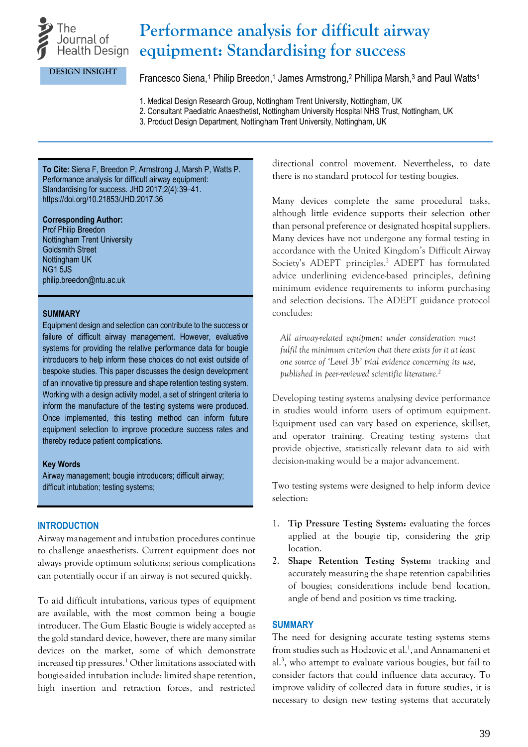The Journal of Health Design

DESIGN INSIGHT

# Performance analysis for difficult airway equipment: Standardising for success

Francesco Siena,[1] Philip Breedon,[1] James Armstrong,[2] Phillipa Marsh,[3] and Paul Watts[1]

1. Medical Design Research Group, Nottingham Trent University, Nottingham, UK
2. Consultant Paediatric Anaesthetist, Nottingham University Hospital NHS Trust, Nottingham, UK
3. Product Design Department, Nottingham Trent University, Nottingham, UK

**To Cite:** Siena F, Breedon P, Armstrong J, Marsh P, Watts P. Performance analysis for difficult airway equipment: Standardising for success. JHD 2017;2(4):39–41. https://doi.org/10.21853/JHD.2017.36

**Corresponding Author:**
Prof Philip Breedon
Nottingham Trent University
Goldsmith Street
Nottingham UK
NG1 5JS
philip.breedon@ntu.ac.uk

**SUMMARY**

Equipment design and selection can contribute to the success or failure of difficult airway management. However, evaluative systems for providing the relative performance data for bougie introducers to help inform these choices do not exist outside of bespoke studies. This paper discusses the design development of an innovative tip pressure and shape retention testing system. Working with a design activity model, a set of stringent criteria to inform the manufacture of the testing systems were produced. Once implemented, this testing method can inform future equipment selection to improve procedure success rates and thereby reduce patient complications.

**Key Words**

Airway management; bougie introducers; difficult airway; difficult intubation; testing systems;

## INTRODUCTION

Airway management and intubation procedures continue to challenge anaesthetists. Current equipment does not always provide optimum solutions; serious complications can potentially occur if an airway is not secured quickly.

To aid difficult intubations, various types of equipment are available, with the most common being a bougie introducer. The Gum Elastic Bougie is widely accepted as the gold standard device, however, there are many similar devices on the market, some of which demonstrate increased tip pressures.[1] Other limitations associated with bougie-aided intubation include: limited shape retention, high insertion and retraction forces, and restricted directional control movement. Nevertheless, to date there is no standard protocol for testing bougies.

Many devices complete the same procedural tasks, although little evidence supports their selection other than personal preference or designated hospital suppliers. Many devices have not undergone any formal testing in accordance with the United Kingdom's Difficult Airway Society's ADEPT principles.[2] ADEPT has formulated advice underlining evidence-based principles, defining minimum evidence requirements to inform purchasing and selection decisions. The ADEPT guidance protocol concludes:

> *All airway-related equipment under consideration must fulfil the minimum criterion that there exists for it at least one source of 'Level 3b' trial evidence concerning its use, published in peer-reviewed scientific literature.*[2]

Developing testing systems analysing device performance in studies would inform users of optimum equipment. Equipment used can vary based on experience, skillset, and operator training. Creating testing systems that provide objective, statistically relevant data to aid with decision-making would be a major advancement.

Two testing systems were designed to help inform device selection:

1. **Tip Pressure Testing System:** evaluating the forces applied at the bougie tip, considering the grip location.
2. **Shape Retention Testing System:** tracking and accurately measuring the shape retention capabilities of bougies; considerations include bend location, angle of bend and position vs time tracking.

## SUMMARY

The need for designing accurate testing systems stems from studies such as Hodzovic et al.[1], and Annamaneni et al.[3], who attempt to evaluate various bougies, but fail to consider factors that could influence data accuracy. To improve validity of collected data in future studies, it is necessary to design new testing systems that accurately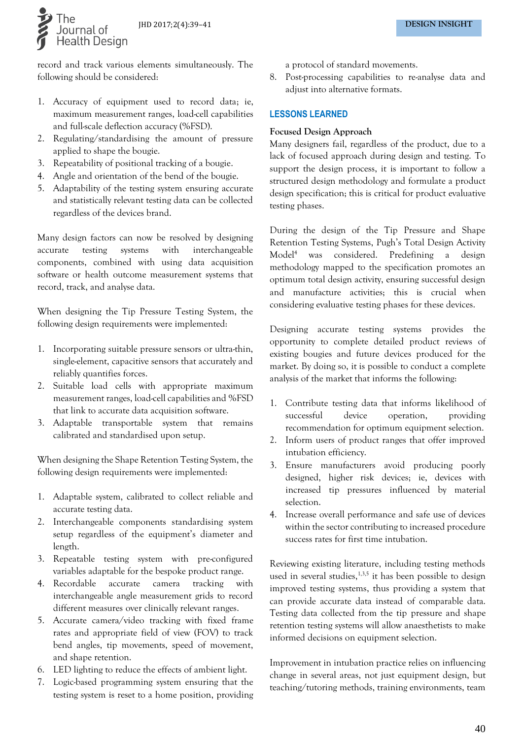record and track various elements simultaneously. The following should be considered:

1. Accuracy of equipment used to record data; ie, maximum measurement ranges, load-cell capabilities and full-scale deflection accuracy (%FSD).
2. Regulating/standardising the amount of pressure applied to shape the bougie.
3. Repeatability of positional tracking of a bougie.
4. Angle and orientation of the bend of the bougie.
5. Adaptability of the testing system ensuring accurate and statistically relevant testing data can be collected regardless of the devices brand.

Many design factors can now be resolved by designing accurate testing systems with interchangeable components, combined with using data acquisition software or health outcome measurement systems that record, track, and analyse data.

When designing the Tip Pressure Testing System, the following design requirements were implemented:

1. Incorporating suitable pressure sensors or ultra-thin, single-element, capacitive sensors that accurately and reliably quantifies forces.
2. Suitable load cells with appropriate maximum measurement ranges, load-cell capabilities and %FSD that link to accurate data acquisition software.
3. Adaptable transportable system that remains calibrated and standardised upon setup.

When designing the Shape Retention Testing System, the following design requirements were implemented:

1. Adaptable system, calibrated to collect reliable and accurate testing data.
2. Interchangeable components standardising system setup regardless of the equipment's diameter and length.
3. Repeatable testing system with pre-configured variables adaptable for the bespoke product range.
4. Recordable accurate camera tracking with interchangeable angle measurement grids to record different measures over clinically relevant ranges.
5. Accurate camera/video tracking with fixed frame rates and appropriate field of view (FOV) to track bend angles, tip movements, speed of movement, and shape retention.
6. LED lighting to reduce the effects of ambient light.
7. Logic-based programming system ensuring that the testing system is reset to a home position, providing a protocol of standard movements.
8. Post-processing capabilities to re-analyse data and adjust into alternative formats.

## LESSONS LEARNED

### Focused Design Approach

Many designers fail, regardless of the product, due to a lack of focused approach during design and testing. To support the design process, it is important to follow a structured design methodology and formulate a product design specification; this is critical for product evaluative testing phases.

During the design of the Tip Pressure and Shape Retention Testing Systems, Pugh's Total Design Activity Model[4] was considered. Predefining a design methodology mapped to the specification promotes an optimum total design activity, ensuring successful design and manufacture activities; this is crucial when considering evaluative testing phases for these devices.

Designing accurate testing systems provides the opportunity to complete detailed product reviews of existing bougies and future devices produced for the market. By doing so, it is possible to conduct a complete analysis of the market that informs the following:

1. Contribute testing data that informs likelihood of successful device operation, providing recommendation for optimum equipment selection.
2. Inform users of product ranges that offer improved intubation efficiency.
3. Ensure manufacturers avoid producing poorly designed, higher risk devices; ie, devices with increased tip pressures influenced by material selection.
4. Increase overall performance and safe use of devices within the sector contributing to increased procedure success rates for first time intubation.

Reviewing existing literature, including testing methods used in several studies,[1,3,5] it has been possible to design improved testing systems, thus providing a system that can provide accurate data instead of comparable data. Testing data collected from the tip pressure and shape retention testing systems will allow anaesthetists to make informed decisions on equipment selection.

Improvement in intubation practice relies on influencing change in several areas, not just equipment design, but teaching/tutoring methods, training environments, team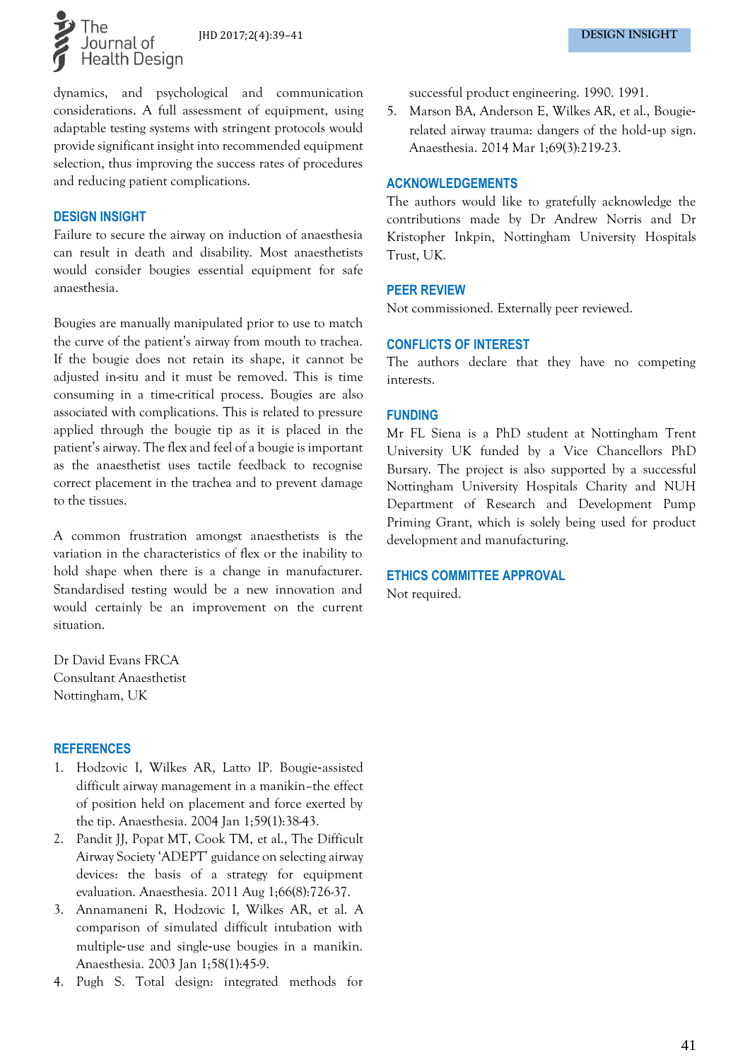dynamics, and psychological and communication considerations. A full assessment of equipment, using adaptable testing systems with stringent protocols would provide significant insight into recommended equipment selection, thus improving the success rates of procedures and reducing patient complications.

## DESIGN INSIGHT

Failure to secure the airway on induction of anaesthesia can result in death and disability. Most anaesthetists would consider bougies essential equipment for safe anaesthesia.

Bougies are manually manipulated prior to use to match the curve of the patient's airway from mouth to trachea. If the bougie does not retain its shape, it cannot be adjusted in-situ and it must be removed. This is time consuming in a time-critical process. Bougies are also associated with complications. This is related to pressure applied through the bougie tip as it is placed in the patient's airway. The flex and feel of a bougie is important as the anaesthetist uses tactile feedback to recognise correct placement in the trachea and to prevent damage to the tissues.

A common frustration amongst anaesthetists is the variation in the characteristics of flex or the inability to hold shape when there is a change in manufacturer. Standardised testing would be a new innovation and would certainly be an improvement on the current situation.

Dr David Evans FRCA
Consultant Anaesthetist
Nottingham, UK

## REFERENCES

1. Hodzovic I, Wilkes AR, Latto IP. Bougie-assisted difficult airway management in a manikin–the effect of position held on placement and force exerted by the tip. Anaesthesia. 2004 Jan 1;59(1):38-43.
2. Pandit JJ, Popat MT, Cook TM, et al., The Difficult Airway Society 'ADEPT' guidance on selecting airway devices: the basis of a strategy for equipment evaluation. Anaesthesia. 2011 Aug 1;66(8):726-37.
3. Annamaneni R, Hodzovic I, Wilkes AR, et al. A comparison of simulated difficult intubation with multiple-use and single-use bougies in a manikin. Anaesthesia. 2003 Jan 1;58(1):45-9.
4. Pugh S. Total design: integrated methods for successful product engineering. 1990. 1991.
5. Marson BA, Anderson E, Wilkes AR, et al., Bougie-related airway trauma: dangers of the hold-up sign. Anaesthesia. 2014 Mar 1;69(3):219-23.

## ACKNOWLEDGEMENTS

The authors would like to gratefully acknowledge the contributions made by Dr Andrew Norris and Dr Kristopher Inkpin, Nottingham University Hospitals Trust, UK.

## PEER REVIEW

Not commissioned. Externally peer reviewed.

## CONFLICTS OF INTEREST

The authors declare that they have no competing interests.

## FUNDING

Mr FL Siena is a PhD student at Nottingham Trent University UK funded by a Vice Chancellors PhD Bursary. The project is also supported by a successful Nottingham University Hospitals Charity and NUH Department of Research and Development Pump Priming Grant, which is solely being used for product development and manufacturing.

## ETHICS COMMITTEE APPROVAL

Not required.